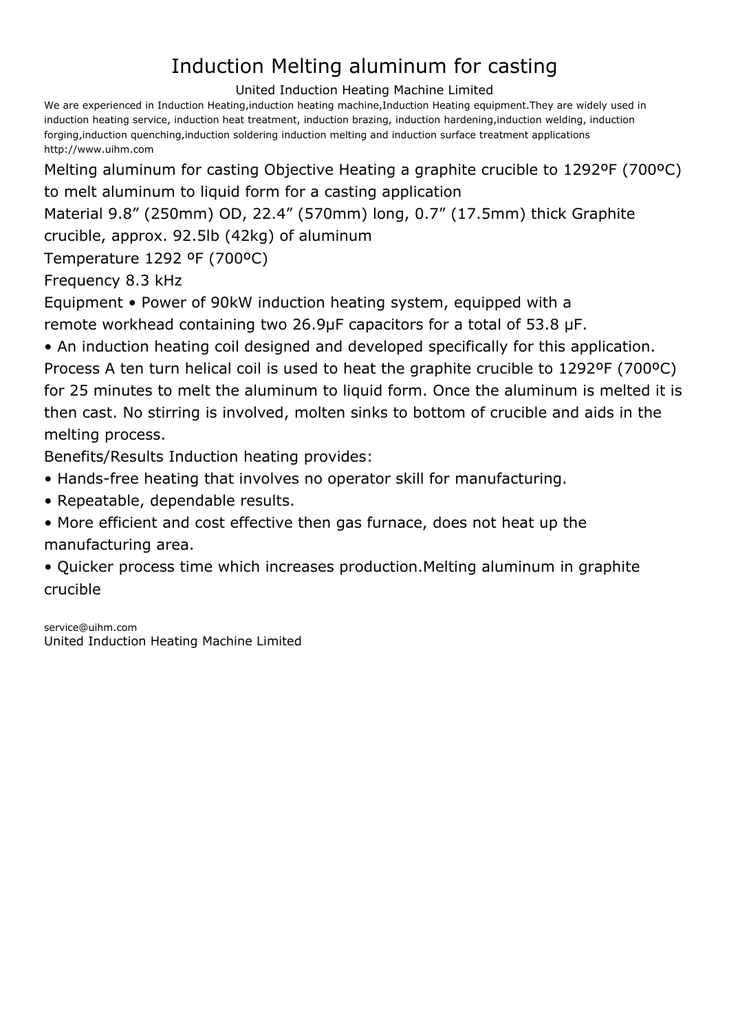# Induction Melting aluminum for casting

United Induction Heating Machine Limited

We are experienced in Induction Heating,induction heating machine,Induction Heating equipment.They are widely used in induction heating service, induction heat treatment, induction brazing, induction hardening,induction welding, induction forging,induction quenching,induction soldering induction melting and induction surface treatment applications http://www.uihm.com

Melting aluminum for casting Objective Heating a graphite crucible to 1292ºF (700ºC) to melt aluminum to liquid form for a casting application

Material 9.8” (250mm) OD, 22.4” (570mm) long, 0.7” (17.5mm) thick Graphite crucible, approx. 92.5lb (42kg) of aluminum

Temperature 1292 ºF (700ºC)

Frequency 8.3 kHz

Equipment • Power of 90kW induction heating system, equipped with a remote workhead containing two 26.9μF capacitors for a total of 53.8 μF.

• An induction heating coil designed and developed specifically for this application.

Process A ten turn helical coil is used to heat the graphite crucible to 1292ºF (700ºC) for 25 minutes to melt the aluminum to liquid form. Once the aluminum is melted it is then cast. No stirring is involved, molten sinks to bottom of crucible and aids in the melting process.

Benefits/Results Induction heating provides:

- Hands-free heating that involves no operator skill for manufacturing.
- Repeatable, dependable results.
- More efficient and cost effective then gas furnace, does not heat up the manufacturing area.
- Quicker process time which increases production.Melting aluminum in graphite crucible

service@uihm.com
United Induction Heating Machine Limited